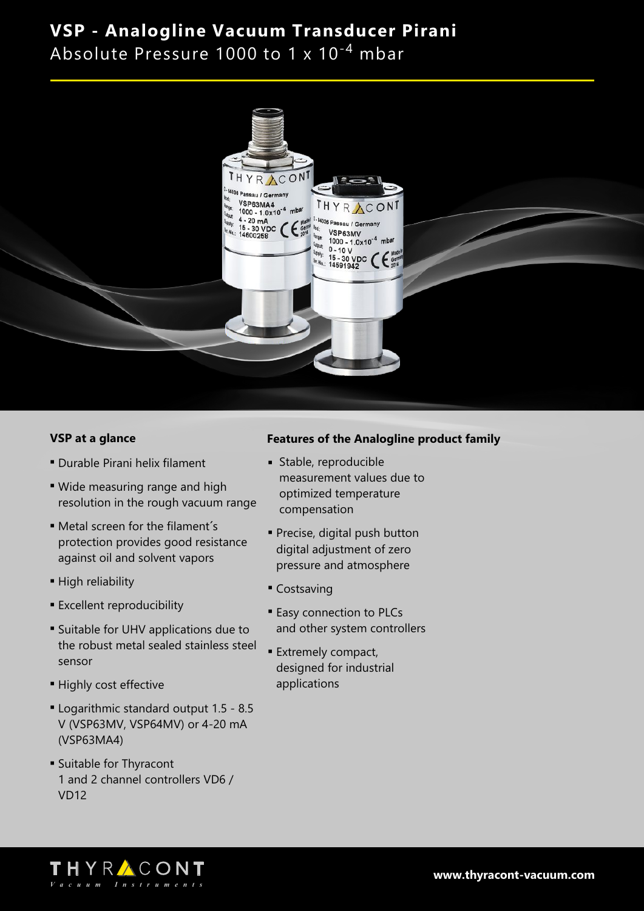# VSP - Analogline Vacuum Transducer Pirani

Absolute Pressure 1000 to 1 x $10^{-4}$ mbar

### VSP at a glance

- Durable Pirani helix filament
- Wide measuring range and high resolution in the rough vacuum range
- Metal screen for the filament´s protection provides good resistance against oil and solvent vapors
- High reliability
- Excellent reproducibility
- Suitable for UHV applications due to the robust metal sealed stainless steel sensor
- Highly cost effective
- Logarithmic standard output 1.5 - 8.5 V (VSP63MV, VSP64MV) or 4-20 mA (VSP63MA4)
- Suitable for Thyracont 1 and 2 channel controllers VD6 / VD12

### Features of the Analogline product family

- Stable, reproducible measurement values due to optimized temperature compensation
- Precise, digital push button digital adjustment of zero pressure and atmosphere
- Costsaving
- Easy connection to PLCs and other system controllers
- Extremely compact, designed for industrial applications

**www.thyracont-vacuum.com**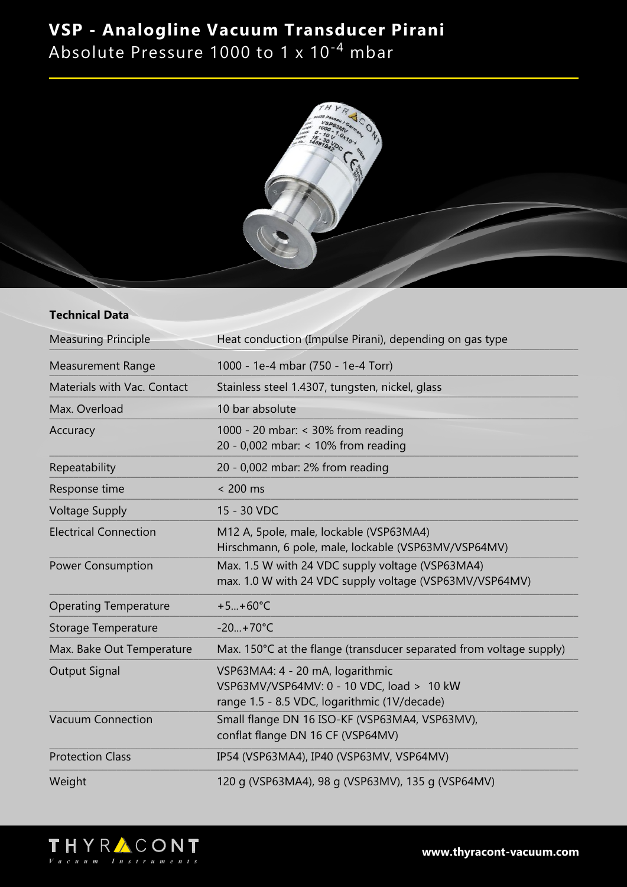# VSP - Analogline Vacuum Transducer Pirani

Absolute Pressure 1000 to 1 x $10^{-4}$ mbar

## Technical Data

| | |
|---|---|
| Measuring Principle | Heat conduction (Impulse Pirani), depending on gas type |
| Measurement Range | 1000 - 1e-4 mbar (750 - 1e-4 Torr) |
| Materials with Vac. Contact | Stainless steel 1.4307, tungsten, nickel, glass |
| Max. Overload | 10 bar absolute |
| Accuracy | 1000 - 20 mbar: < 30% from reading<br>20 - 0,002 mbar: < 10% from reading |
| Repeatability | 20 - 0,002 mbar: 2% from reading |
| Response time | < 200 ms |
| Voltage Supply | 15 - 30 VDC |
| Electrical Connection | M12 A, 5pole, male, lockable (VSP63MA4)<br>Hirschmann, 6 pole, male, lockable (VSP63MV/VSP64MV) |
| Power Consumption | Max. 1.5 W with 24 VDC supply voltage (VSP63MA4)<br>max. 1.0 W with 24 VDC supply voltage (VSP63MV/VSP64MV) |
| Operating Temperature | +5...+60°C |
| Storage Temperature | -20...+70°C |
| Max. Bake Out Temperature | Max. 150°C at the flange (transducer separated from voltage supply) |
| Output Signal | VSP63MA4: 4 - 20 mA, logarithmic<br>VSP63MV/VSP64MV: 0 - 10 VDC, load > 10 kW<br>range 1.5 - 8.5 VDC, logarithmic (1V/decade) |
| Vacuum Connection | Small flange DN 16 ISO-KF (VSP63MA4, VSP63MV),<br>conflat flange DN 16 CF (VSP64MV) |
| Protection Class | IP54 (VSP63MA4), IP40 (VSP63MV, VSP64MV) |
| Weight | 120 g (VSP63MA4), 98 g (VSP63MV), 135 g (VSP64MV) |

THYRACONT Vacuum Instruments

www.thyracont-vacuum.com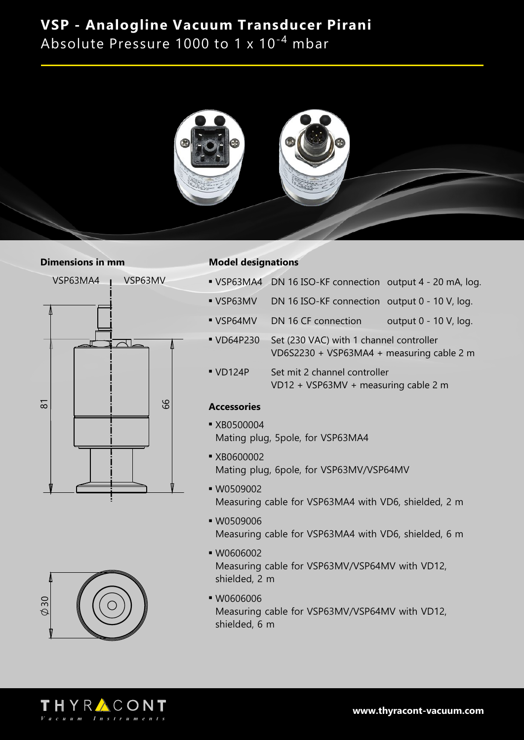# VSP - Analogline Vacuum Transducer Pirani

Absolute Pressure 1000 to 1 x $10^{-4}$ mbar

**Dimensions in mm**

VSP63MA4 VSP63MV

81

66

Ø30

**Model designations**

- VSP63MA4 DN 16 ISO-KF connection output 4 - 20 mA, log.
- VSP63MV DN 16 ISO-KF connection output 0 - 10 V, log.
- VSP64MV DN 16 CF connection output 0 - 10 V, log.
- VD64P230 Set (230 VAC) with 1 channel controller VD6S2230 + VSP63MA4 + measuring cable 2 m
- VD124P Set mit 2 channel controller VD12 + VSP63MV + measuring cable 2 m

**Accessories**

- XB0500004
  Mating plug, 5pole, for VSP63MA4
- XB0600002
  Mating plug, 6pole, for VSP63MV/VSP64MV
- W0509002
  Measuring cable for VSP63MA4 with VD6, shielded, 2 m
- W0509006
  Measuring cable for VSP63MA4 with VD6, shielded, 6 m
- W0606002
  Measuring cable for VSP63MV/VSP64MV with VD12, shielded, 2 m
- W0606006
  Measuring cable for VSP63MV/VSP64MV with VD12, shielded, 6 m

THYRACONT Vacuum Instruments

www.thyracont-vacuum.com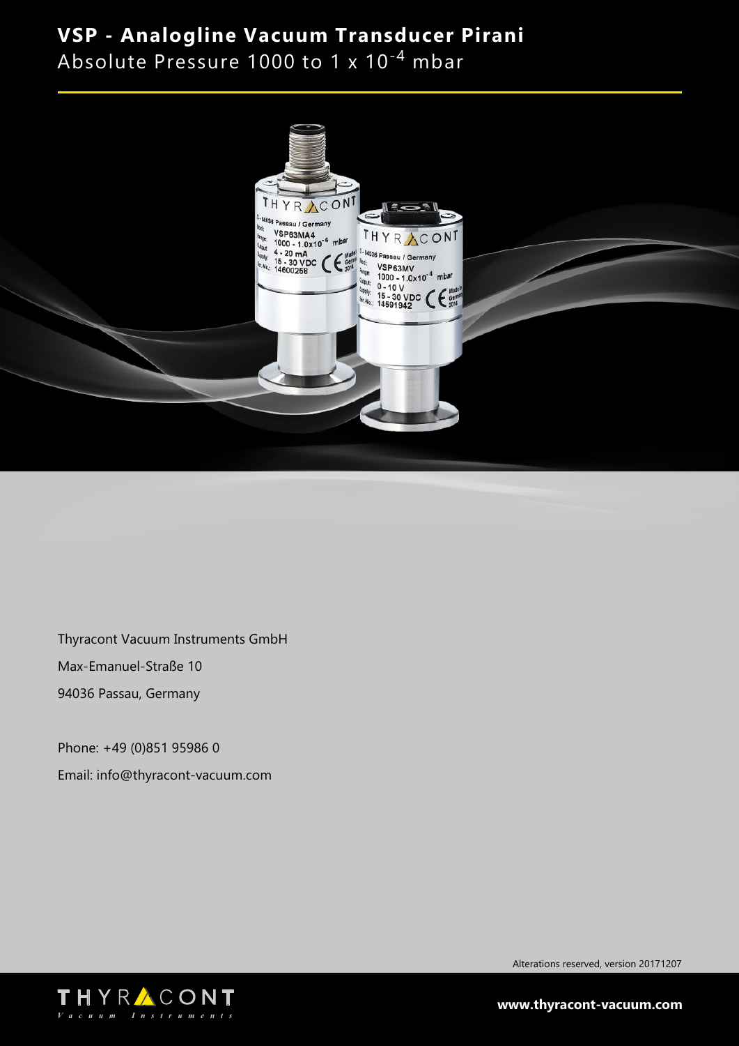# VSP - Analogline Vacuum Transducer Pirani

Absolute Pressure 1000 to 1 x $10^{-4}$ mbar

Thyracont Vacuum Instruments GmbH

Max-Emanuel-Straße 10

94036 Passau, Germany

Phone: +49 (0)851 95986 0

Email: info@thyracont-vacuum.com

Alterations reserved, version 20171207

**www.thyracont-vacuum.com**